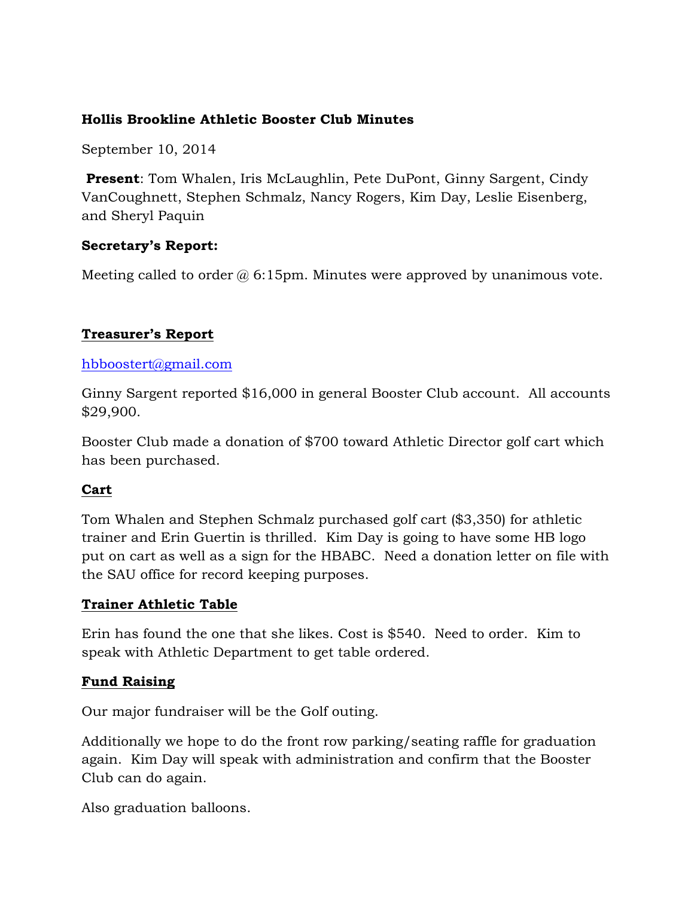**Hollis Brookline Athletic Booster Club Minutes**

September 10, 2014

**Present**: Tom Whalen, Iris McLaughlin, Pete DuPont, Ginny Sargent, Cindy VanCoughnett, Stephen Schmalz, Nancy Rogers, Kim Day, Leslie Eisenberg, and Sheryl Paquin

**Secretary's Report:**

Meeting called to order @ 6:15pm. Minutes were approved by unanimous vote.

**Treasurer's Report**

hbboostert@gmail.com

Ginny Sargent reported $16,000 in general Booster Club account. All accounts $29,900.

Booster Club made a donation of $700 toward Athletic Director golf cart which has been purchased.

**Cart**

Tom Whalen and Stephen Schmalz purchased golf cart ($3,350) for athletic trainer and Erin Guertin is thrilled. Kim Day is going to have some HB logo put on cart as well as a sign for the HBABC. Need a donation letter on file with the SAU office for record keeping purposes.

**Trainer Athletic Table**

Erin has found the one that she likes. Cost is $540. Need to order. Kim to speak with Athletic Department to get table ordered.

**Fund Raising**

Our major fundraiser will be the Golf outing.

Additionally we hope to do the front row parking/seating raffle for graduation again. Kim Day will speak with administration and confirm that the Booster Club can do again.

Also graduation balloons.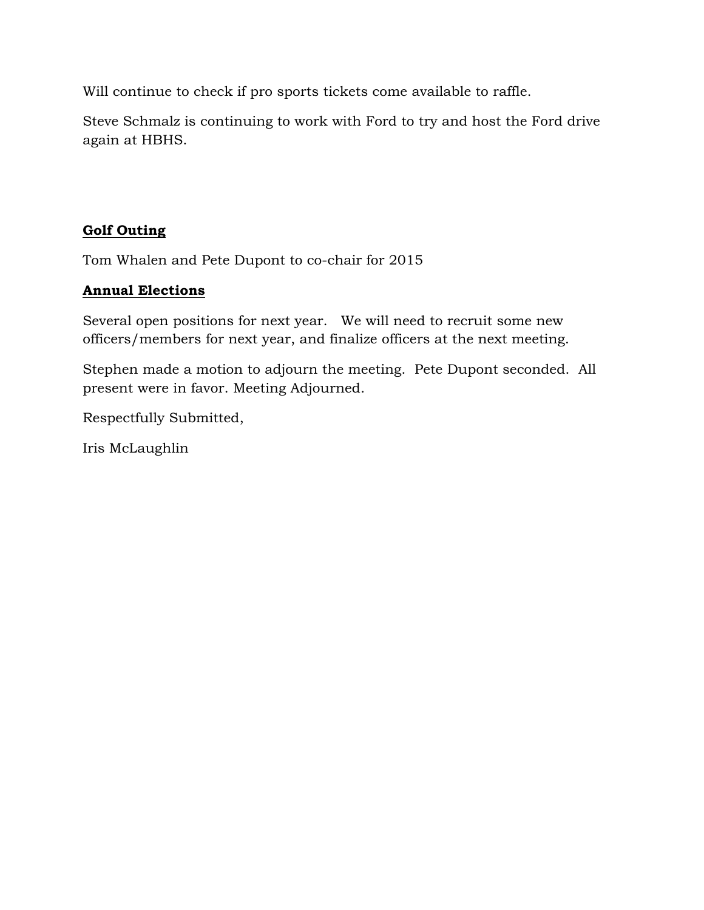Will continue to check if pro sports tickets come available to raffle.

Steve Schmalz is continuing to work with Ford to try and host the Ford drive again at HBHS.

**Golf Outing**

Tom Whalen and Pete Dupont to co-chair for 2015

**Annual Elections**

Several open positions for next year. We will need to recruit some new officers/members for next year, and finalize officers at the next meeting.

Stephen made a motion to adjourn the meeting. Pete Dupont seconded. All present were in favor. Meeting Adjourned.

Respectfully Submitted,

Iris McLaughlin